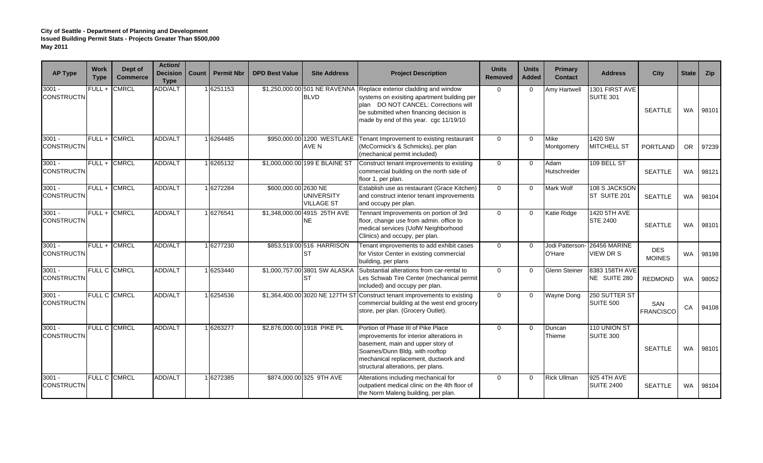**City of Seattle - Department of Planning and Development**
**Issued Building Permit Stats - Projects Greater Than $500,000**
**May 2011**

| AP Type | Work Type | Dept of Commerce | Action/ Decision Type | Count | Permit Nbr | DPD Best Value | Site Address | Project Description | Units Removed | Units Added | Primary Contact | Address | City | State | Zip |
|---|---|---|---|---|---|---|---|---|---|---|---|---|---|---|---|
| 3001 - CONSTRUCTN | FULL + | CMRCL | ADD/ALT | 1 | 6251153 | $1,250,000.00 | 501 NE RAVENNA BLVD | Replace exterior cladding and window systems on exisiting apartment building per plan DO NOT CANCEL: Corrections will be submitted when financing decision is made by end of this year. cgc 11/19/10 | 0 | 0 | Amy Hartwell | 1301 FIRST AVE SUITE 301 | SEATTLE | WA | 98101 |
| 3001 - CONSTRUCTN | FULL + | CMRCL | ADD/ALT | 1 | 6264485 | $950,000.00 | 1200 WESTLAKE AVE N | Tenant Improvement to existing restaurant (McCormick's & Schmicks), per plan (mechanical permit included) | 0 | 0 | Mike Montgomery | 1420 SW MITCHELL ST | PORTLAND | OR | 97239 |
| 3001 - CONSTRUCTN | FULL + | CMRCL | ADD/ALT | 1 | 6265132 | $1,000,000.00 | 199 E BLAINE ST | Construct tenant improvements to existing commercial building on the north side of floor 1, per plan. | 0 | 0 | Adam Hutschreider | 109 BELL ST | SEATTLE | WA | 98121 |
| 3001 - CONSTRUCTN | FULL + | CMRCL | ADD/ALT | 1 | 6272284 | $600,000.00 | 2630 NE UNIVERSITY VILLAGE ST | Establish use as restaurant (Grace Kitchen) and construct interior tenant improvements and occupy per plan. | 0 | 0 | Mark Wolf | 108 S JACKSON ST SUITE 201 | SEATTLE | WA | 98104 |
| 3001 - CONSTRUCTN | FULL + | CMRCL | ADD/ALT | 1 | 6276541 | $1,348,000.00 | 4915 25TH AVE NE | Tennant Improvements on portion of 3rd floor, change use from admin. office to medical services (UofW Neighborhood Clinics) and occupy, per plan. | 0 | 0 | Katie Ridge | 1420 5TH AVE STE 2400 | SEATTLE | WA | 98101 |
| 3001 - CONSTRUCTN | FULL + | CMRCL | ADD/ALT | 1 | 6277230 | $853,519.00 | 516 HARRISON ST | Tenant improvements to add exhibit cases for Vistor Center in existing commercial building, per plans | 0 | 0 | Jodi Patterson-O'Hare | 26456 MARINE VIEW DR S | DES MOINES | WA | 98198 |
| 3001 - CONSTRUCTN | FULL C | CMRCL | ADD/ALT | 1 | 6253440 | $1,000,757.00 | 3801 SW ALASKA ST | Substantial alterations from car-rental to Les Schwab Tire Center (mechanical permit included) and occupy per plan. | 0 | 0 | Glenn Steiner | 8383 158TH AVE NE SUITE 280 | REDMOND | WA | 98052 |
| 3001 - CONSTRUCTN | FULL C | CMRCL | ADD/ALT | 1 | 6254536 | $1,364,400.00 | 3020 NE 127TH ST | Construct tenant improvements to existing commercial building at the west end grocery store, per plan. (Grocery Outlet). | 0 | 0 | Wayne Dong | 250 SUTTER ST SUITE 500 | SAN FRANCISCO | CA | 94108 |
| 3001 - CONSTRUCTN | FULL C | CMRCL | ADD/ALT | 1 | 6263277 | $2,876,000.00 | 1918 PIKE PL | Portion of Phase III of Pike Place improvements for interior alterations in basement, main and upper story of Soames/Dunn Bldg. with rooftop mechanical replacement, ductwork and structural alterations, per plans. | 0 | 0 | Duncan Thieme | 110 UNION ST SUITE 300 | SEATTLE | WA | 98101 |
| 3001 - CONSTRUCTN | FULL C | CMRCL | ADD/ALT | 1 | 6272385 | $874,000.00 | 325 9TH AVE | Alterations including mechanical for outpatient medical clinic on the 4th floor of the Norm Maleng building, per plan. | 0 | 0 | Rick Ullman | 925 4TH AVE SUITE 2400 | SEATTLE | WA | 98104 |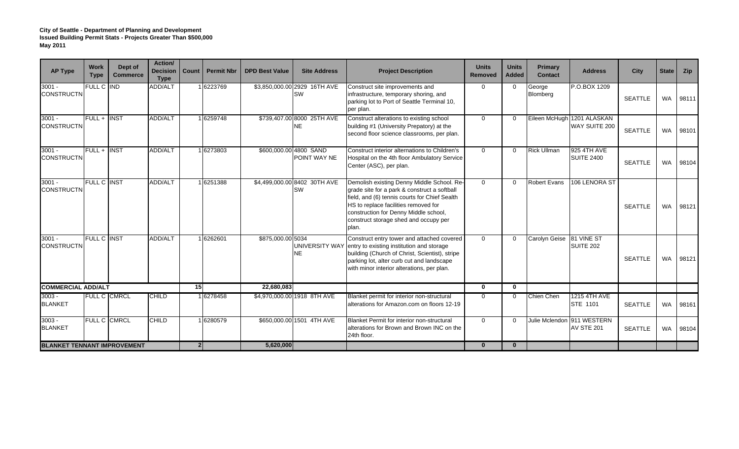**City of Seattle - Department of Planning and Development**
**Issued Building Permit Stats - Projects Greater Than $500,000**
**May 2011**

| AP Type | Work Type | Dept of Commerce | Action/ Decision Type | Count | Permit Nbr | DPD Best Value | Site Address | Project Description | Units Removed | Units Added | Primary Contact | Address | City | State | Zip |
|---|---|---|---|---|---|---|---|---|---|---|---|---|---|---|---|
| 3001 - CONSTRUCTN | FULL C | IND | ADD/ALT | 1 | 6223769 | $3,850,000.00 | 2929 16TH AVE SW | Construct site improvements and infrastructure, temporary shoring, and parking lot to Port of Seattle Terminal 10, per plan. | 0 | 0 | George Blomberg | P.O.BOX 1209 | SEATTLE | WA | 98111 |
| 3001 - CONSTRUCTN | FULL + | INST | ADD/ALT | 1 | 6259748 | $739,407.00 | 8000 25TH AVE NE | Construct alterations to existing school building #1 (University Prepatory) at the second floor science classrooms, per plan. | 0 | 0 | Eileen McHugh | 1201 ALASKAN WAY SUITE 200 | SEATTLE | WA | 98101 |
| 3001 - CONSTRUCTN | FULL + | INST | ADD/ALT | 1 | 6273803 | $600,000.00 | 4800 SAND POINT WAY NE | Construct interior alternations to Children's Hospital on the 4th floor Ambulatory Service Center (ASC), per plan. | 0 | 0 | Rick Ullman | 925 4TH AVE SUITE 2400 | SEATTLE | WA | 98104 |
| 3001 - CONSTRUCTN | FULL C | INST | ADD/ALT | 1 | 6251388 | $4,499,000.00 | 8402 30TH AVE SW | Demolish existing Denny Middle School. Re-grade site for a park & construct a softball field, and (6) tennis courts for Chief Sealth HS to replace facilities removed for construction for Denny Middle school, construct storage shed and occupy per plan. | 0 | 0 | Robert Evans | 106 LENORA ST | SEATTLE | WA | 98121 |
| 3001 - CONSTRUCTN | FULL C | INST | ADD/ALT | 1 | 6262601 | $875,000.00 | 5034 UNIVERSITY WAY NE | Construct entry tower and attached covered entry to existing institution and storage building (Church of Christ, Scientist), stripe parking lot, alter curb cut and landscape with minor interior alterations, per plan. | 0 | 0 | Carolyn Geise | 81 VINE ST SUITE 202 | SEATTLE | WA | 98121 |
| **COMMERCIAL ADD/ALT** | | | | **15** | | **22,680,083** | | | **0** | **0** | | | | | |
| 3003 - BLANKET | FULL C | CMRCL | CHILD | 1 | 6278458 | $4,970,000.00 | 1918 8TH AVE | Blanket permit for interior non-structural alterations for Amazon.com on floors 12-19 | 0 | 0 | Chien Chen | 1215 4TH AVE STE 1101 | SEATTLE | WA | 98161 |
| 3003 - BLANKET | FULL C | CMRCL | CHILD | 1 | 6280579 | $650,000.00 | 1501 4TH AVE | Blanket Permit for interior non-structural alterations for Brown and Brown INC on the 24th floor. | 0 | 0 | Julie Mclendon | 911 WESTERN AV STE 201 | SEATTLE | WA | 98104 |
| **BLANKET TENNANT IMPROVEMENT** | | | | **2** | | **5,620,000** | | | **0** | **0** | | | | | |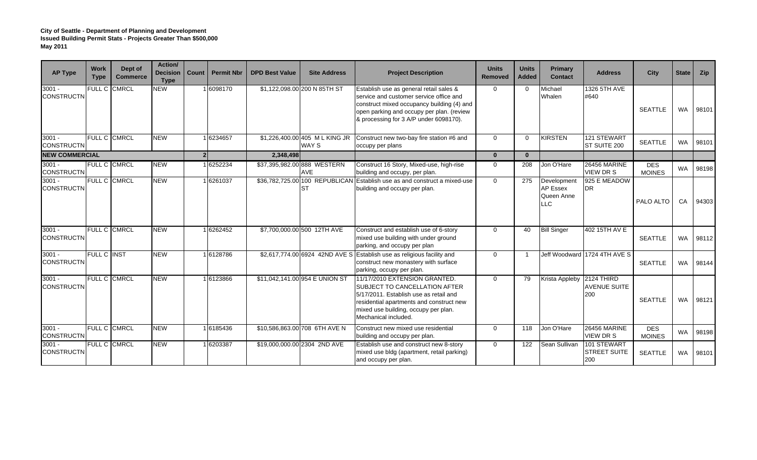**City of Seattle - Department of Planning and Development**
**Issued Building Permit Stats - Projects Greater Than $500,000**
**May 2011**

| AP Type | Work Type | Dept of Commerce | Action/ Decision Type | Count | Permit Nbr | DPD Best Value | Site Address | Project Description | Units Removed | Units Added | Primary Contact | Address | City | State | Zip |
|---|---|---|---|---|---|---|---|---|---|---|---|---|---|---|---|
| 3001 - CONSTRUCTN | FULL C | CMRCL | NEW | 1 | 6098170 | $1,122,098.00 | 200 N 85TH ST | Establish use as general retail sales & service and customer service office and construct mixed occupancy building (4) and open parking and occupy per plan. (review & processing for 3 A/P under 6098170). | 0 | 0 | Michael Whalen | 1326 5TH AVE #640 | SEATTLE | WA | 98101 |
| 3001 - CONSTRUCTN | FULL C | CMRCL | NEW | 1 | 6234657 | $1,226,400.00 | 405 M L KING JR WAY S | Construct new two-bay fire station #6 and occupy per plans | 0 | 0 | KIRSTEN | 121 STEWART ST SUITE 200 | SEATTLE | WA | 98101 |
| **NEW COMMERCIAL** | | | | **2** | | **2,348,498** | | | **0** | **0** | | | | | |
| 3001 - CONSTRUCTN | FULL C | CMRCL | NEW | 1 | 6252234 | $37,395,982.00 | 888 WESTERN AVE | Construct 16 Story, Mixed-use, high-rise building and occupy, per plan. | 0 | 208 | Jon O'Hare | 26456 MARINE VIEW DR S | DES MOINES | WA | 98198 |
| 3001 - CONSTRUCTN | FULL C | CMRCL | NEW | 1 | 6261037 | $36,782,725.00 | 100 REPUBLICAN ST | Establish use as and construct a mixed-use building and occupy per plan. | 0 | 275 | Development AP Essex Queen Anne LLC | 925 E MEADOW DR | PALO ALTO | CA | 94303 |
| 3001 - CONSTRUCTN | FULL C | CMRCL | NEW | 1 | 6262452 | $7,700,000.00 | 500 12TH AVE | Construct and establish use of 6-story mixed use building with under ground parking, and occupy per plan | 0 | 40 | Bill Singer | 402 15TH AV E | SEATTLE | WA | 98112 |
| 3001 - CONSTRUCTN | FULL C | INST | NEW | 1 | 6128786 | $2,617,774.00 | 6924 42ND AVE S | Establish use as religious facility and construct new monastery with surface parking, occupy per plan. | 0 | 1 | Jeff Woodward | 1724 4TH AVE S | SEATTLE | WA | 98144 |
| 3001 - CONSTRUCTN | FULL C | CMRCL | NEW | 1 | 6123866 | $11,042,141.00 | 954 E UNION ST | 11/17/2010 EXTENSION GRANTED. SUBJECT TO CANCELLATION AFTER 5/17/2011. Establish use as retail and residential apartments and construct new mixed use building, occupy per plan. Mechanical included. | 0 | 79 | Krista Appleby | 2124 THIRD AVENUE SUITE 200 | SEATTLE | WA | 98121 |
| 3001 - CONSTRUCTN | FULL C | CMRCL | NEW | 1 | 6185436 | $10,586,863.00 | 708 6TH AVE N | Construct new mixed use residential building and occupy per plan. | 0 | 118 | Jon O'Hare | 26456 MARINE VIEW DR S | DES MOINES | WA | 98198 |
| 3001 - CONSTRUCTN | FULL C | CMRCL | NEW | 1 | 6203387 | $19,000,000.00 | 2304 2ND AVE | Establish use and construct new 8-story mixed use bldg (apartment, retail parking) and occupy per plan. | 0 | 122 | Sean Sullivan | 101 STEWART STREET SUITE 200 | SEATTLE | WA | 98101 |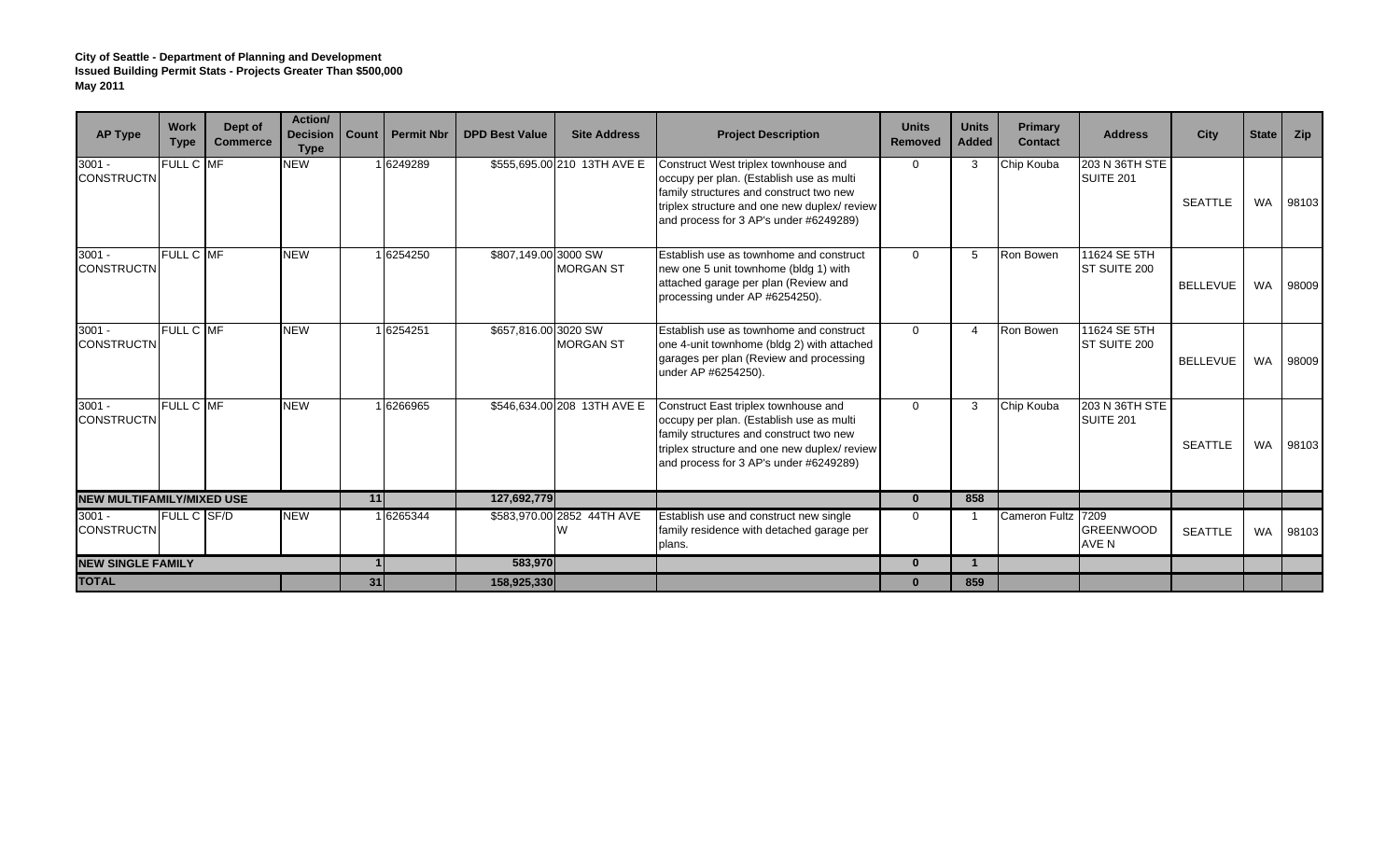**City of Seattle - Department of Planning and Development**
**Issued Building Permit Stats - Projects Greater Than $500,000**
**May 2011**

| AP Type | Work Type | Dept of Commerce | Action/ Decision Type | Count | Permit Nbr | DPD Best Value | Site Address | Project Description | Units Removed | Units Added | Primary Contact | Address | City | State | Zip |
|---|---|---|---|---|---|---|---|---|---|---|---|---|---|---|---|
| 3001 - CONSTRUCTN | FULL C | MF | NEW | 1 | 6249289 | $555,695.00 | 210 13TH AVE E | Construct West triplex townhouse and occupy per plan. (Establish use as multi family structures and construct two new triplex structure and one new duplex/ review and process for 3 AP's under #6249289) | 0 | 3 | Chip Kouba | 203 N 36TH STE SUITE 201 | SEATTLE | WA | 98103 |
| 3001 - CONSTRUCTN | FULL C | MF | NEW | 1 | 6254250 | $807,149.00 | 3000 SW MORGAN ST | Establish use as townhome and construct new one 5 unit townhome (bldg 1) with attached garage per plan (Review and processing under AP #6254250). | 0 | 5 | Ron Bowen | 11624 SE 5TH ST SUITE 200 | BELLEVUE | WA | 98009 |
| 3001 - CONSTRUCTN | FULL C | MF | NEW | 1 | 6254251 | $657,816.00 | 3020 SW MORGAN ST | Establish use as townhome and construct one 4-unit townhome (bldg 2) with attached garages per plan (Review and processing under AP #6254250). | 0 | 4 | Ron Bowen | 11624 SE 5TH ST SUITE 200 | BELLEVUE | WA | 98009 |
| 3001 - CONSTRUCTN | FULL C | MF | NEW | 1 | 6266965 | $546,634.00 | 208 13TH AVE E | Construct East triplex townhouse and occupy per plan. (Establish use as multi family structures and construct two new triplex structure and one new duplex/ review and process for 3 AP's under #6249289) | 0 | 3 | Chip Kouba | 203 N 36TH STE SUITE 201 | SEATTLE | WA | 98103 |
| **NEW MULTIFAMILY/MIXED USE** | | | | **11** | | **127,692,779** | | | **0** | **858** | | | | | |
| 3001 - CONSTRUCTN | FULL C | SF/D | NEW | 1 | 6265344 | $583,970.00 | 2852 44TH AVE W | Establish use and construct new single family residence with detached garage per plans. | 0 | 1 | Cameron Fultz | 7209 GREENWOOD AVE N | SEATTLE | WA | 98103 |
| **NEW SINGLE FAMILY** | | | | **1** | | **583,970** | | | **0** | **1** | | | | | |
| **TOTAL** | | | | **31** | | **158,925,330** | | | **0** | **859** | | | | | |